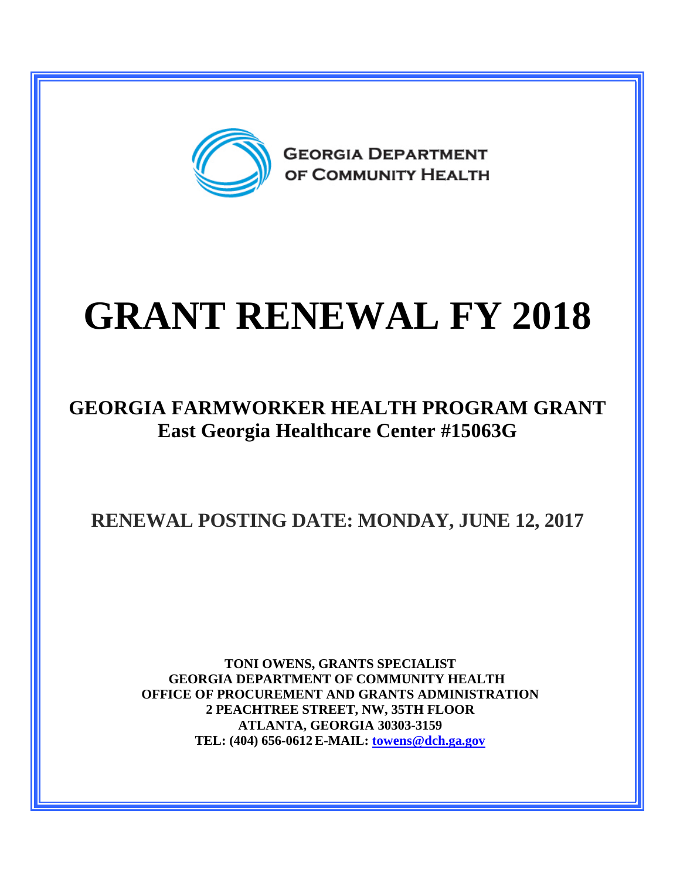GEORGIA DEPARTMENT OF COMMUNITY HEALTH

# GRANT RENEWAL FY 2018

## GEORGIA FARMWORKER HEALTH PROGRAM GRANT
## East Georgia Healthcare Center #15063G

## RENEWAL POSTING DATE: MONDAY, JUNE 12, 2017

**TONI OWENS, GRANTS SPECIALIST**
**GEORGIA DEPARTMENT OF COMMUNITY HEALTH**
**OFFICE OF PROCUREMENT AND GRANTS ADMINISTRATION**
**2 PEACHTREE STREET, NW, 35TH FLOOR**
**ATLANTA, GEORGIA 30303-3159**
**TEL: (404) 656-0612 E-MAIL: towens@dch.ga.gov**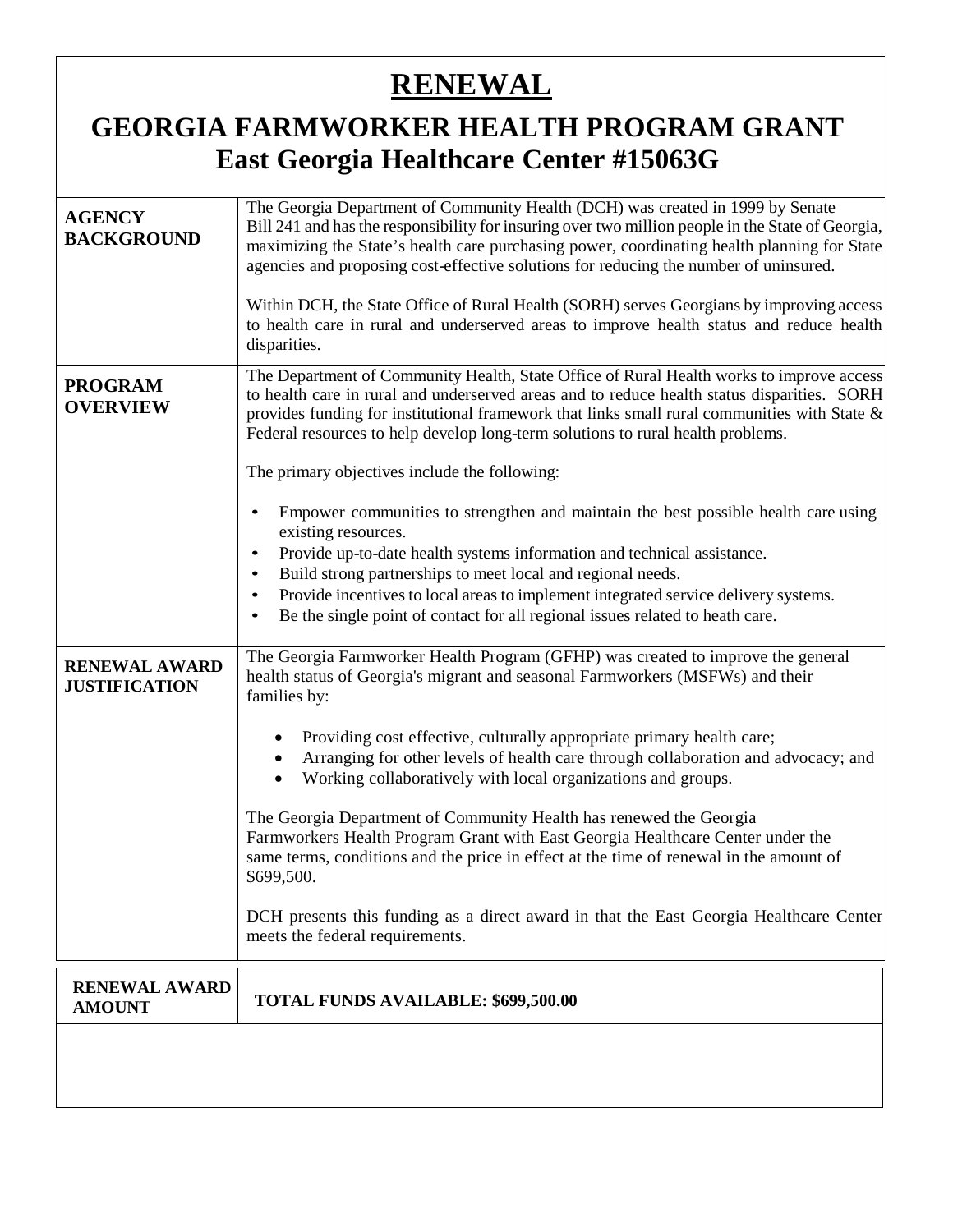# RENEWAL

## GEORGIA FARMWORKER HEALTH PROGRAM GRANT
## East Georgia Healthcare Center #15063G

| | |
|---|---|
| **AGENCY BACKGROUND** | The Georgia Department of Community Health (DCH) was created in 1999 by Senate Bill 241 and has the responsibility for insuring over two million people in the State of Georgia, maximizing the State's health care purchasing power, coordinating health planning for State agencies and proposing cost-effective solutions for reducing the number of uninsured.<br><br>Within DCH, the State Office of Rural Health (SORH) serves Georgians by improving access to health care in rural and underserved areas to improve health status and reduce health disparities. |
| **PROGRAM OVERVIEW** | The Department of Community Health, State Office of Rural Health works to improve access to health care in rural and underserved areas and to reduce health status disparities. SORH provides funding for institutional framework that links small rural communities with State & Federal resources to help develop long-term solutions to rural health problems.<br><br>The primary objectives include the following:<br><br>• Empower communities to strengthen and maintain the best possible health care using existing resources.<br>• Provide up-to-date health systems information and technical assistance.<br>• Build strong partnerships to meet local and regional needs.<br>• Provide incentives to local areas to implement integrated service delivery systems.<br>• Be the single point of contact for all regional issues related to heath care. |
| **RENEWAL AWARD JUSTIFICATION** | The Georgia Farmworker Health Program (GFHP) was created to improve the general health status of Georgia's migrant and seasonal Farmworkers (MSFWs) and their families by:<br><br>• Providing cost effective, culturally appropriate primary health care;<br>• Arranging for other levels of health care through collaboration and advocacy; and<br>• Working collaboratively with local organizations and groups.<br><br>The Georgia Department of Community Health has renewed the Georgia Farmworkers Health Program Grant with East Georgia Healthcare Center under the same terms, conditions and the price in effect at the time of renewal in the amount of $699,500.<br><br>DCH presents this funding as a direct award in that the East Georgia Healthcare Center meets the federal requirements. |
| **RENEWAL AWARD AMOUNT** | **TOTAL FUNDS AVAILABLE: $699,500.00** |